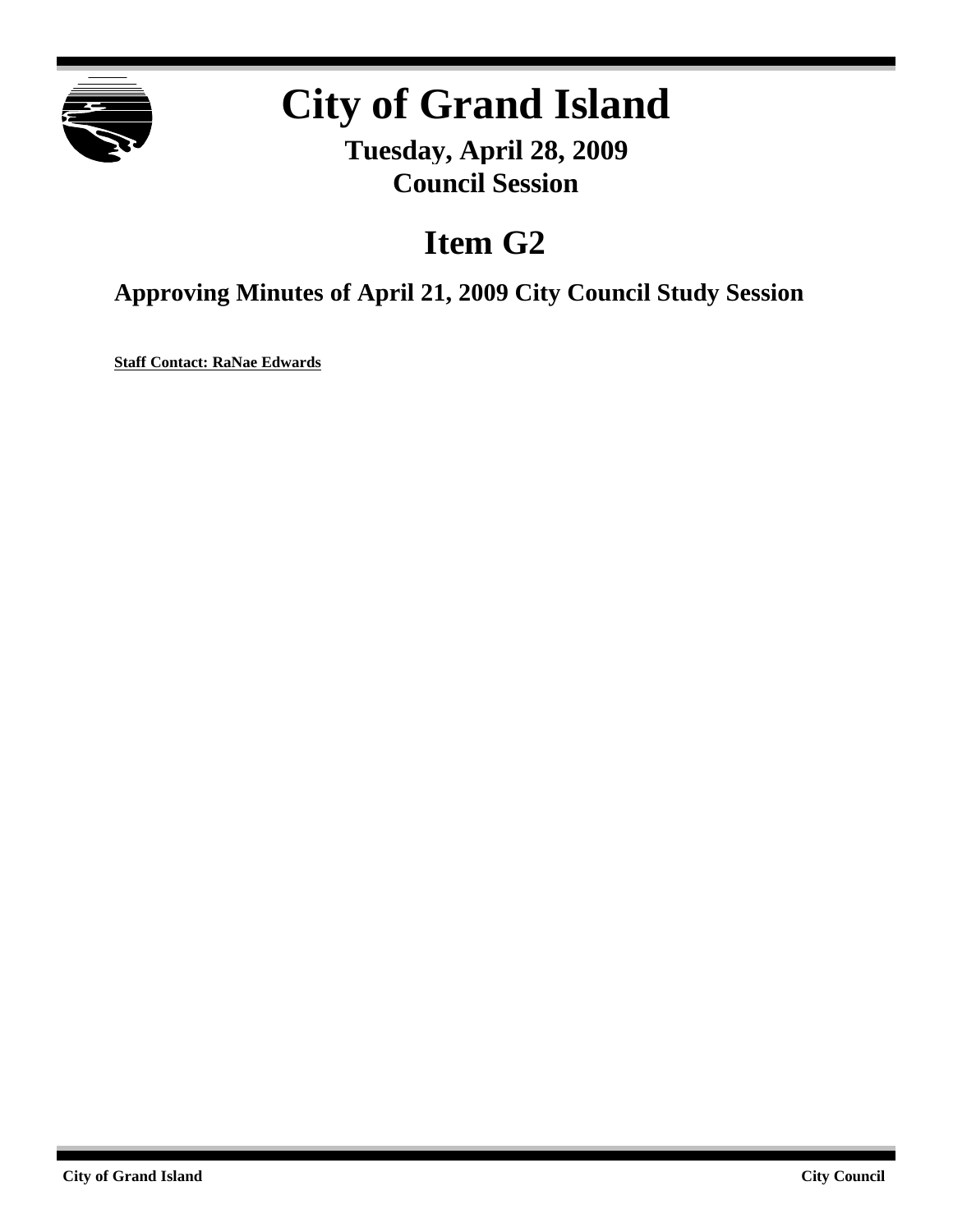# City of Grand Island

## Tuesday, April 28, 2009
## Council Session

# Item G2

### Approving Minutes of April 21, 2009 City Council Study Session

**Staff Contact: RaNae Edwards**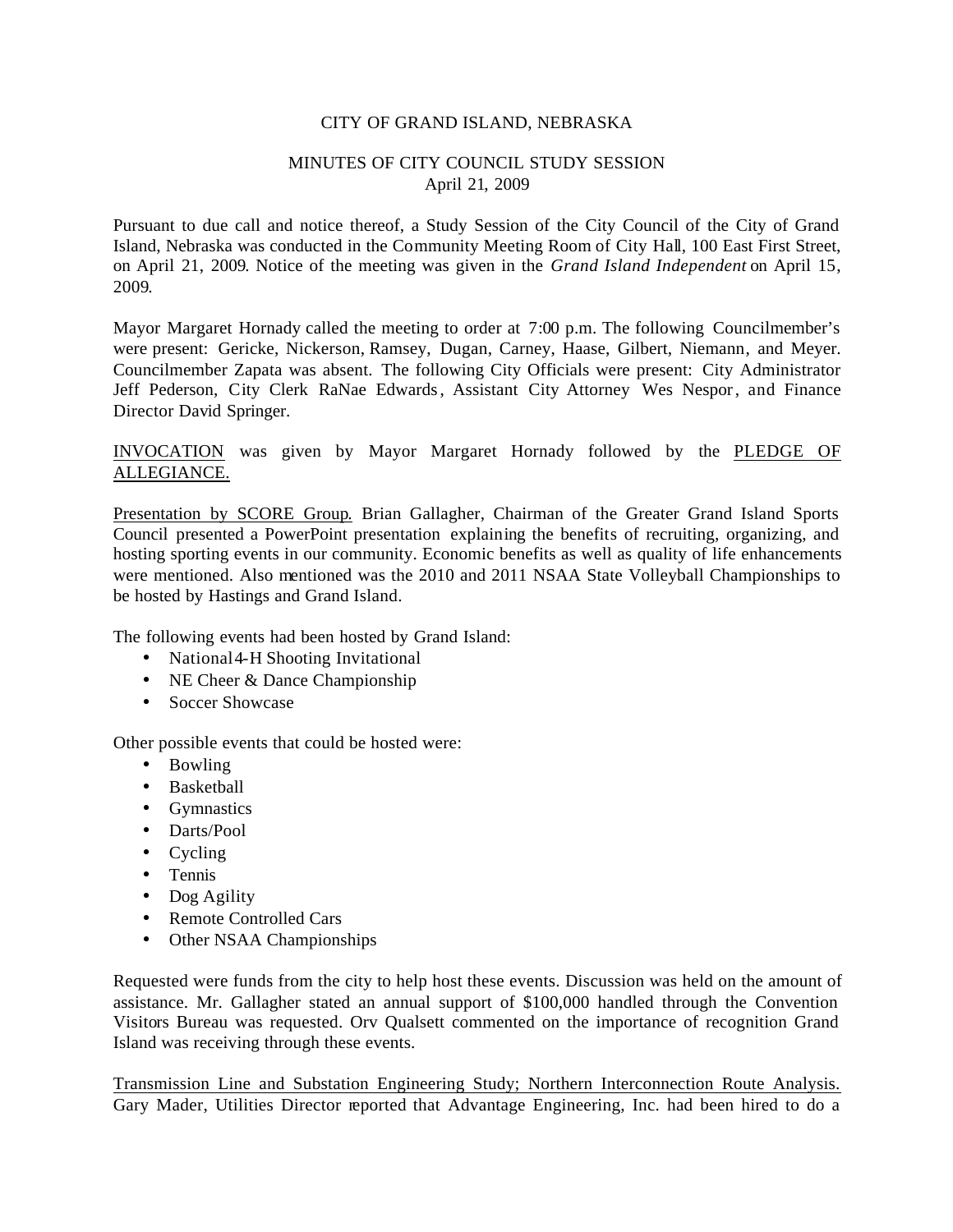CITY OF GRAND ISLAND, NEBRASKA

MINUTES OF CITY COUNCIL STUDY SESSION
April 21, 2009

Pursuant to due call and notice thereof, a Study Session of the City Council of the City of Grand Island, Nebraska was conducted in the Community Meeting Room of City Hall, 100 East First Street, on April 21, 2009. Notice of the meeting was given in the *Grand Island Independent* on April 15, 2009.

Mayor Margaret Hornady called the meeting to order at 7:00 p.m. The following Councilmember's were present: Gericke, Nickerson, Ramsey, Dugan, Carney, Haase, Gilbert, Niemann, and Meyer. Councilmember Zapata was absent. The following City Officials were present: City Administrator Jeff Pederson, City Clerk RaNae Edwards, Assistant City Attorney Wes Nespor, and Finance Director David Springer.

<u>INVOCATION</u> was given by Mayor Margaret Hornady followed by the <u>PLEDGE OF ALLEGIANCE.</u>

<u>Presentation by SCORE Group.</u> Brian Gallagher, Chairman of the Greater Grand Island Sports Council presented a PowerPoint presentation explaining the benefits of recruiting, organizing, and hosting sporting events in our community. Economic benefits as well as quality of life enhancements were mentioned. Also mentioned was the 2010 and 2011 NSAA State Volleyball Championships to be hosted by Hastings and Grand Island.

The following events had been hosted by Grand Island:

- National 4-H Shooting Invitational
- NE Cheer & Dance Championship
- Soccer Showcase

Other possible events that could be hosted were:

- Bowling
- Basketball
- Gymnastics
- Darts/Pool
- Cycling
- Tennis
- Dog Agility
- Remote Controlled Cars
- Other NSAA Championships

Requested were funds from the city to help host these events. Discussion was held on the amount of assistance. Mr. Gallagher stated an annual support of $100,000 handled through the Convention Visitors Bureau was requested. Orv Qualsett commented on the importance of recognition Grand Island was receiving through these events.

<u>Transmission Line and Substation Engineering Study; Northern Interconnection Route Analysis.</u> Gary Mader, Utilities Director reported that Advantage Engineering, Inc. had been hired to do a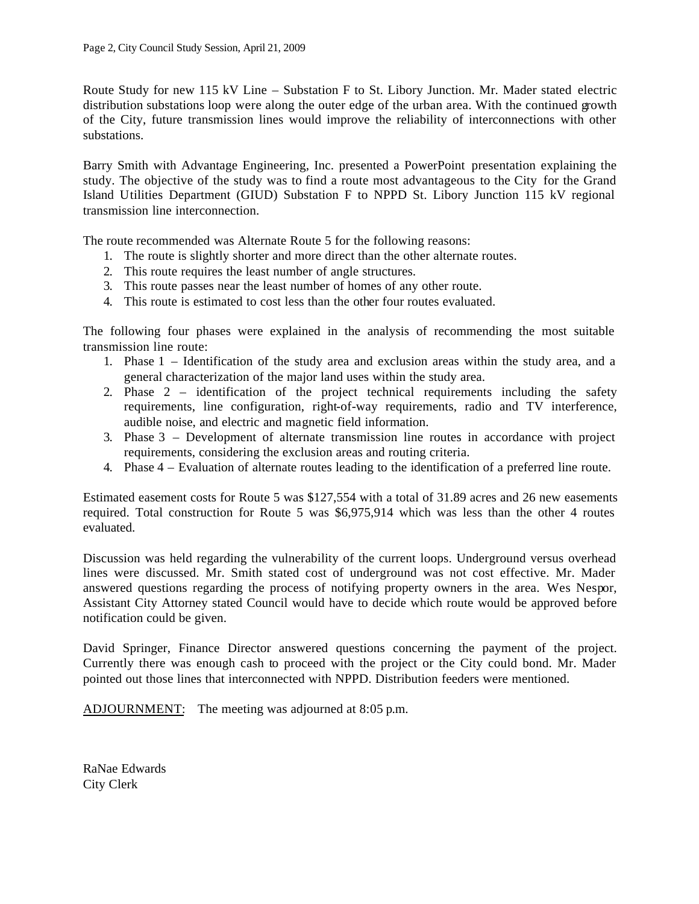Route Study for new 115 kV Line – Substation F to St. Libory Junction. Mr. Mader stated electric distribution substations loop were along the outer edge of the urban area. With the continued growth of the City, future transmission lines would improve the reliability of interconnections with other substations.

Barry Smith with Advantage Engineering, Inc. presented a PowerPoint presentation explaining the study. The objective of the study was to find a route most advantageous to the City for the Grand Island Utilities Department (GIUD) Substation F to NPPD St. Libory Junction 115 kV regional transmission line interconnection.

The route recommended was Alternate Route 5 for the following reasons:

1. The route is slightly shorter and more direct than the other alternate routes.
2. This route requires the least number of angle structures.
3. This route passes near the least number of homes of any other route.
4. This route is estimated to cost less than the other four routes evaluated.

The following four phases were explained in the analysis of recommending the most suitable transmission line route:

1. Phase 1 – Identification of the study area and exclusion areas within the study area, and a general characterization of the major land uses within the study area.
2. Phase 2 – identification of the project technical requirements including the safety requirements, line configuration, right-of-way requirements, radio and TV interference, audible noise, and electric and magnetic field information.
3. Phase 3 – Development of alternate transmission line routes in accordance with project requirements, considering the exclusion areas and routing criteria.
4. Phase 4 – Evaluation of alternate routes leading to the identification of a preferred line route.

Estimated easement costs for Route 5 was $127,554 with a total of 31.89 acres and 26 new easements required. Total construction for Route 5 was $6,975,914 which was less than the other 4 routes evaluated.

Discussion was held regarding the vulnerability of the current loops. Underground versus overhead lines were discussed. Mr. Smith stated cost of underground was not cost effective. Mr. Mader answered questions regarding the process of notifying property owners in the area. Wes Nespor, Assistant City Attorney stated Council would have to decide which route would be approved before notification could be given.

David Springer, Finance Director answered questions concerning the payment of the project. Currently there was enough cash to proceed with the project or the City could bond. Mr. Mader pointed out those lines that interconnected with NPPD. Distribution feeders were mentioned.

ADJOURNMENT: The meeting was adjourned at 8:05 p.m.

RaNae Edwards
City Clerk